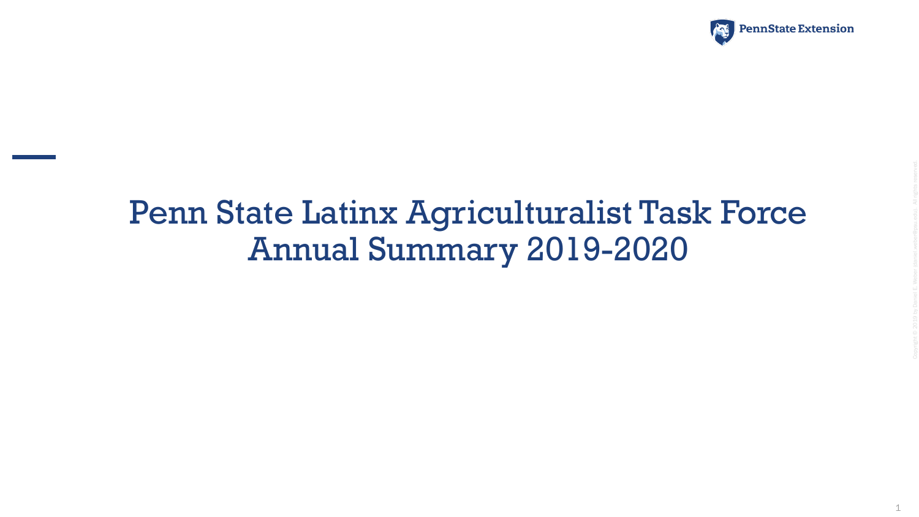# Penn State Latinx Agriculturalist Task Force Annual Summary 2019-2020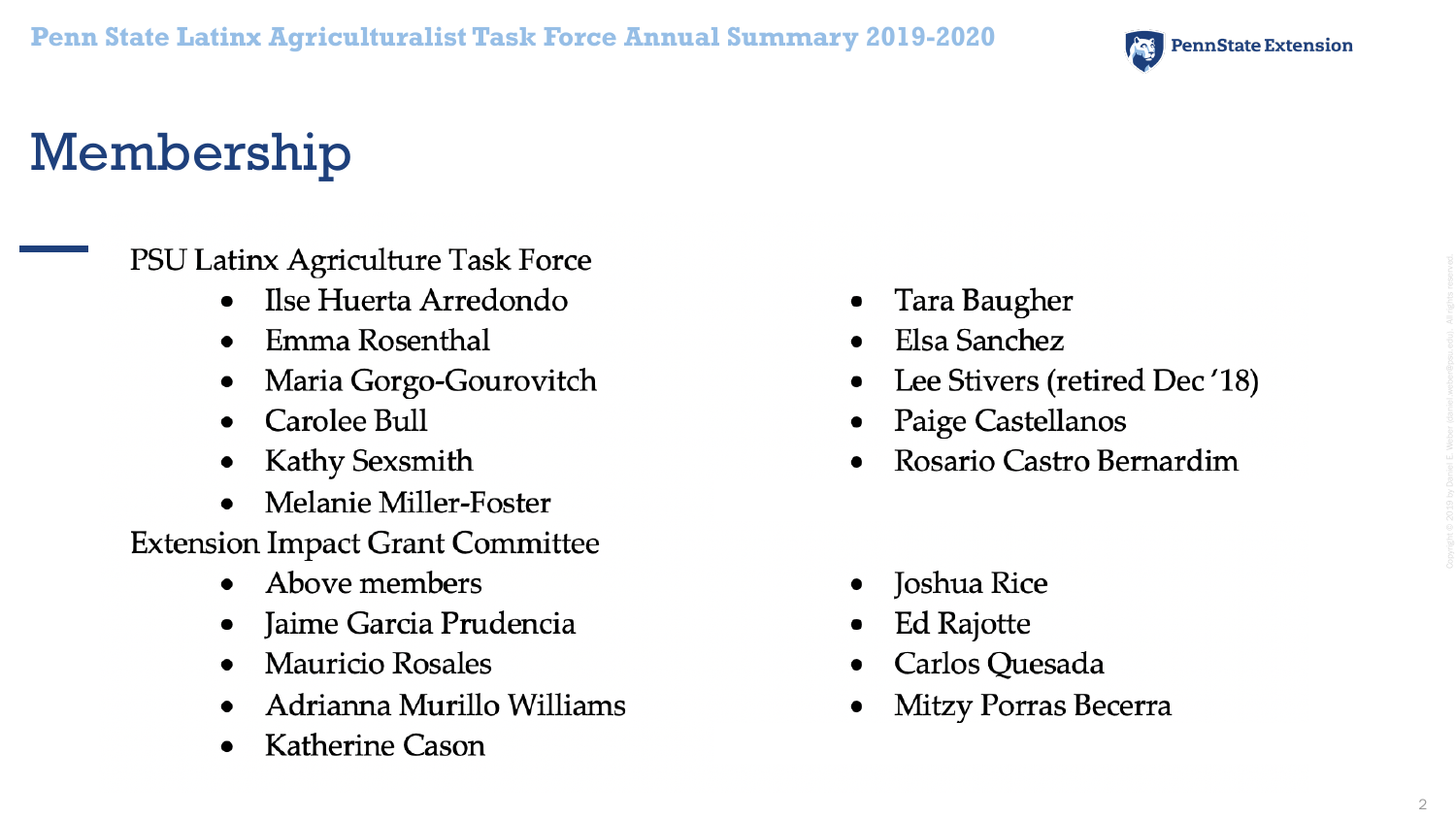# Membership

PSU Latinx Agriculture Task Force

- Ilse Huerta Arredondo
- Emma Rosenthal
- Maria Gorgo-Gourovitch
- Carolee Bull
- Kathy Sexsmith
- Melanie Miller-Foster
- Tara Baugher
- Elsa Sanchez
- Lee Stivers (retired Dec '18)
- Paige Castellanos
- Rosario Castro Bernardim

Extension Impact Grant Committee

- Above members
- Jaime Garcia Prudencia
- Mauricio Rosales
- Adrianna Murillo Williams
- Katherine Cason
- Joshua Rice
- Ed Rajotte
- Carlos Quesada
- Mitzy Porras Becerra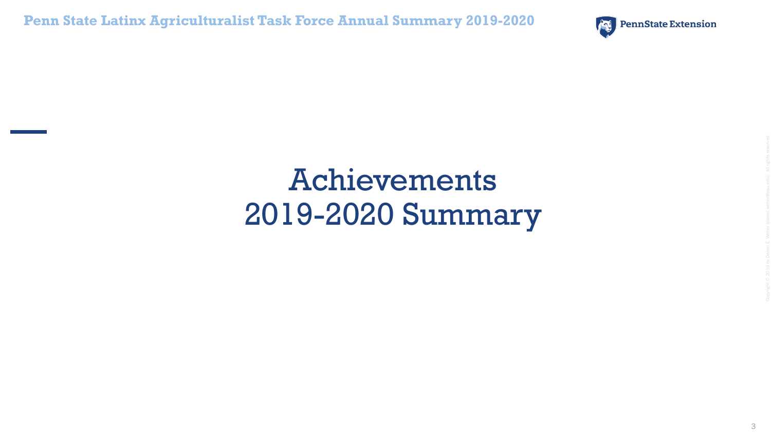# Achievements
# 2019-2020 Summary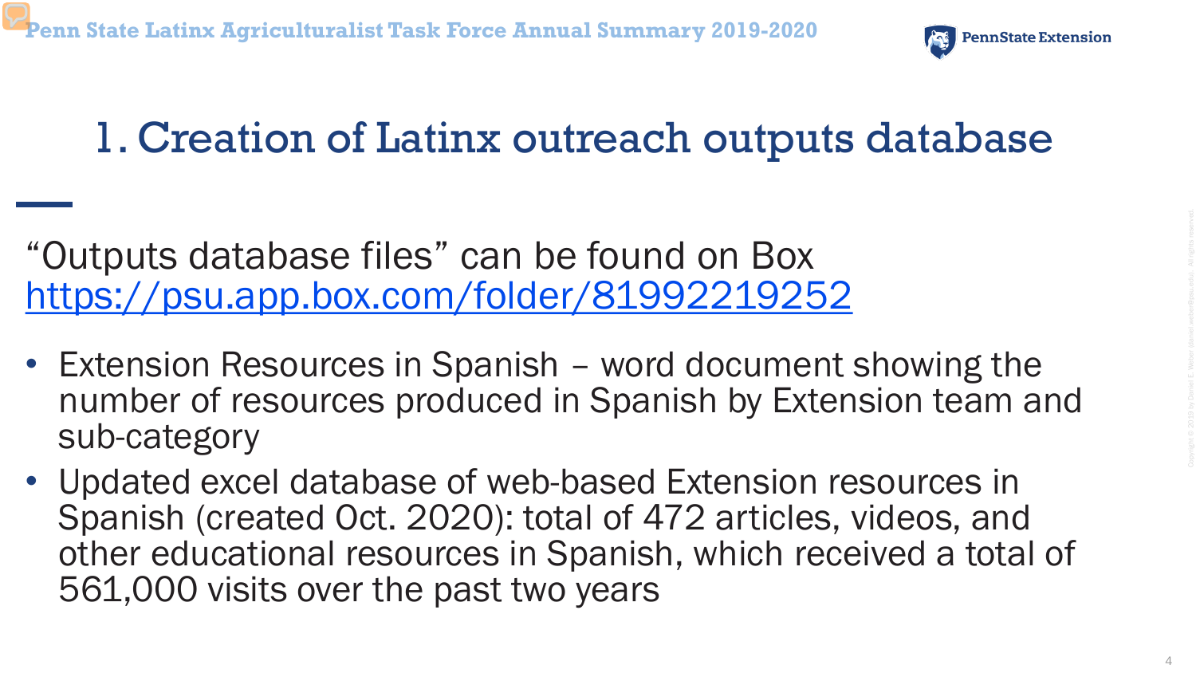# 1. Creation of Latinx outreach outputs database

"Outputs database files" can be found on Box
https://psu.app.box.com/folder/81992219252

- Extension Resources in Spanish – word document showing the number of resources produced in Spanish by Extension team and sub-category
- Updated excel database of web-based Extension resources in Spanish (created Oct. 2020): total of 472 articles, videos, and other educational resources in Spanish, which received a total of 561,000 visits over the past two years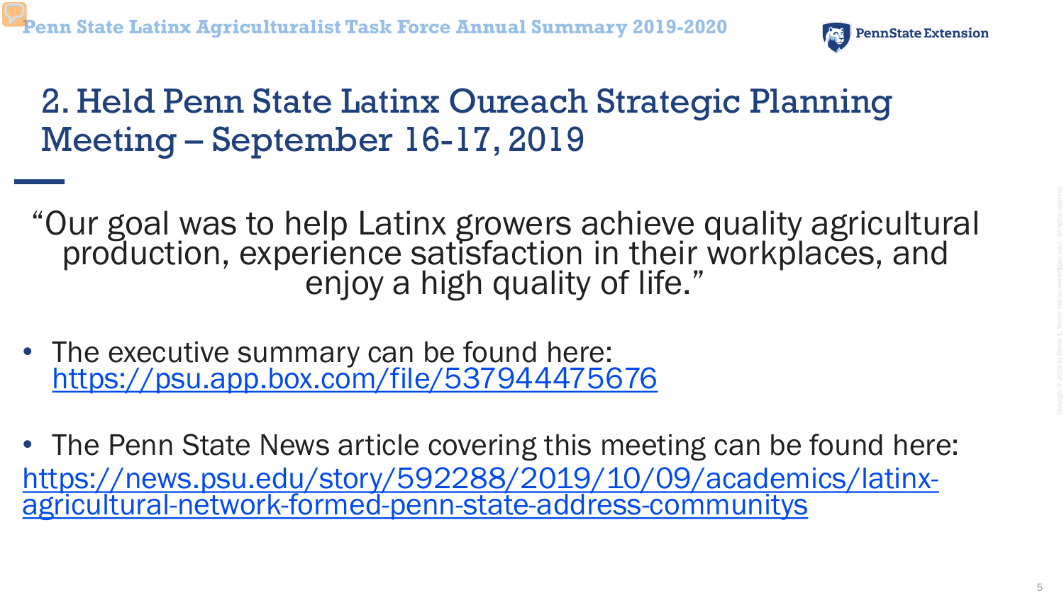## 2. Held Penn State Latinx Oureach Strategic Planning Meeting – September 16-17, 2019

"Our goal was to help Latinx growers achieve quality agricultural production, experience satisfaction in their workplaces, and enjoy a high quality of life."

- The executive summary can be found here: https://psu.app.box.com/file/537944475676

- The Penn State News article covering this meeting can be found here: https://news.psu.edu/story/592288/2019/10/09/academics/latinx-agricultural-network-formed-penn-state-address-communitys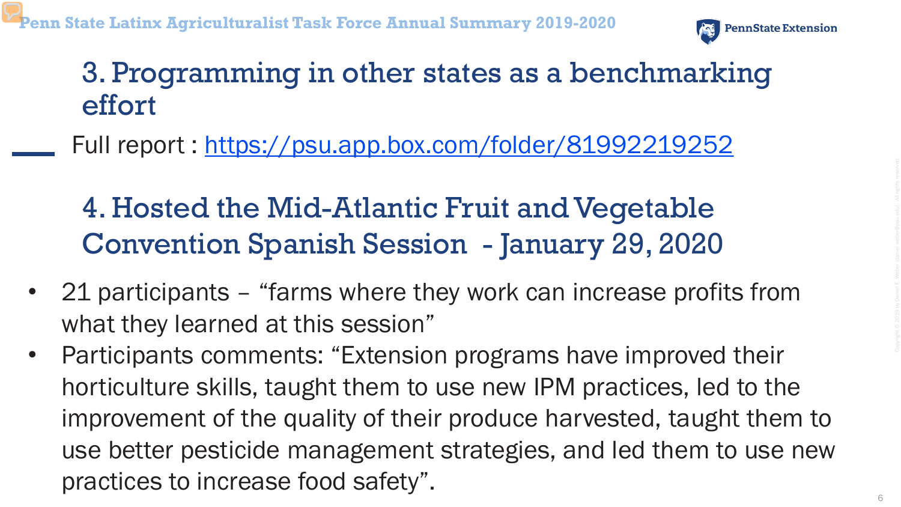## 3. Programming in other states as a benchmarking effort

Full report : https://psu.app.box.com/folder/81992219252

## 4. Hosted the Mid-Atlantic Fruit and Vegetable Convention Spanish Session - January 29, 2020

- 21 participants – "farms where they work can increase profits from what they learned at this session"
- Participants comments: "Extension programs have improved their horticulture skills, taught them to use new IPM practices, led to the improvement of the quality of their produce harvested, taught them to use better pesticide management strategies, and led them to use new practices to increase food safety".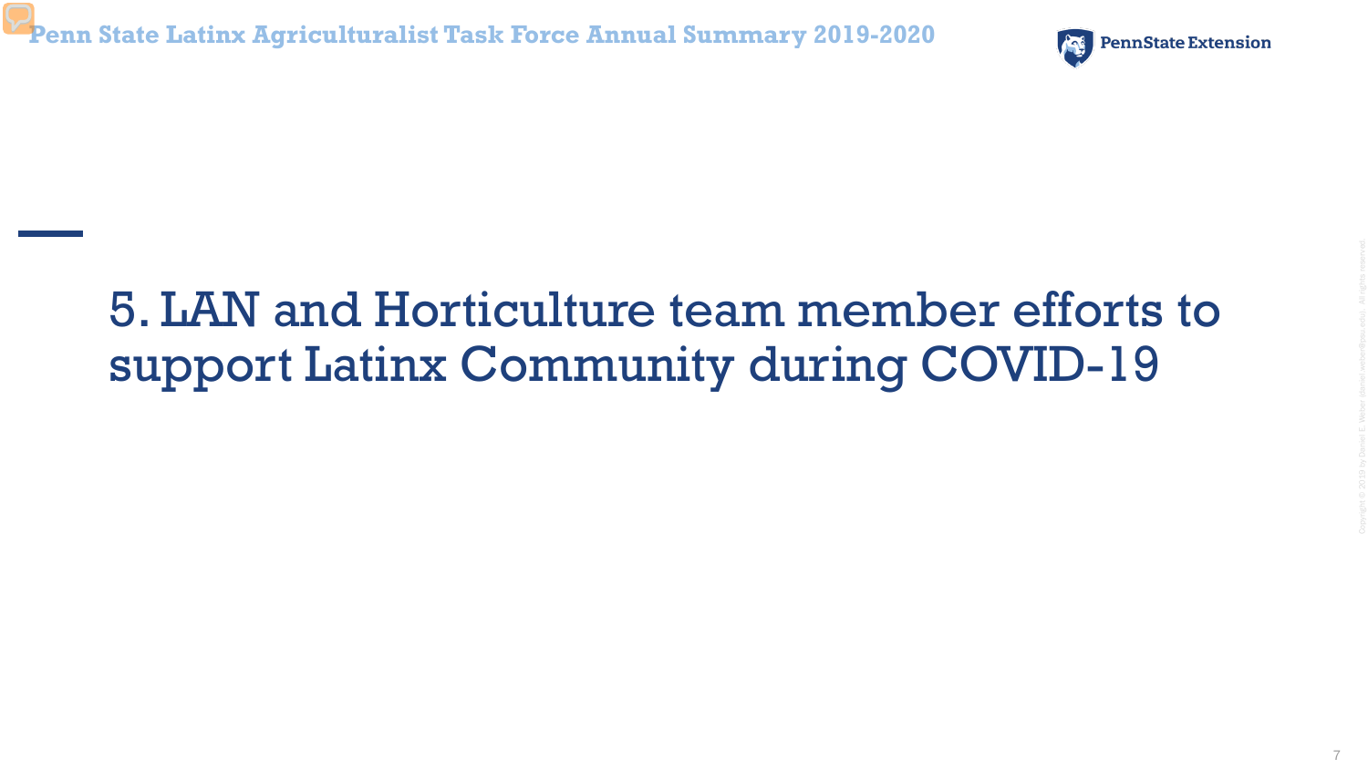# 5. LAN and Horticulture team member efforts to support Latinx Community during COVID-19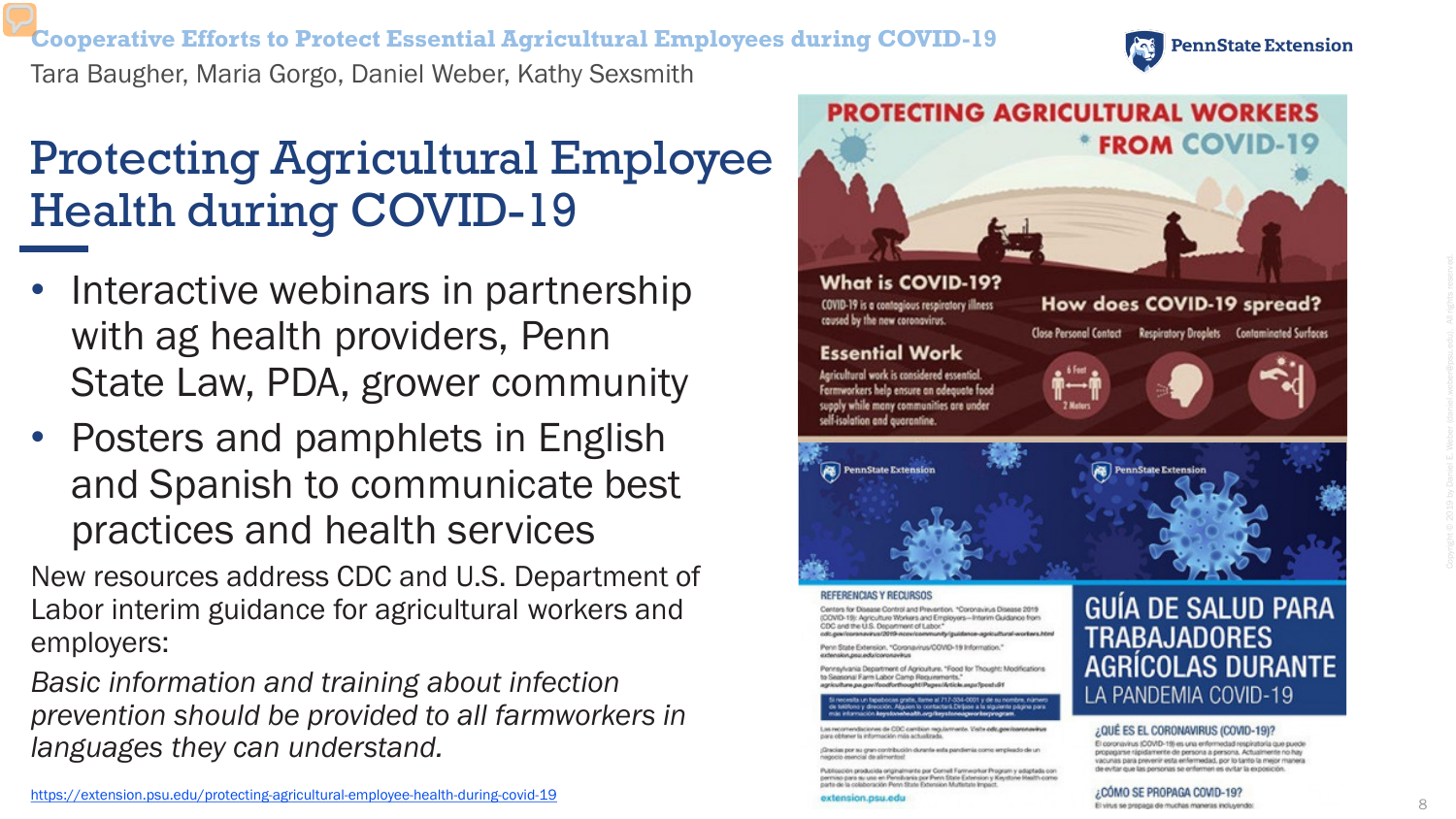**Cooperative Efforts to Protect Essential Agricultural Employees during COVID-19**

Tara Baugher, Maria Gorgo, Daniel Weber, Kathy Sexsmith

# Protecting Agricultural Employee Health during COVID-19

- Interactive webinars in partnership with ag health providers, Penn State Law, PDA, grower community
- Posters and pamphlets in English and Spanish to communicate best practices and health services

New resources address CDC and U.S. Department of Labor interim guidance for agricultural workers and employers:

*Basic information and training about infection prevention should be provided to all farmworkers in languages they can understand.*

https://extension.psu.edu/protecting-agricultural-employee-health-during-covid-19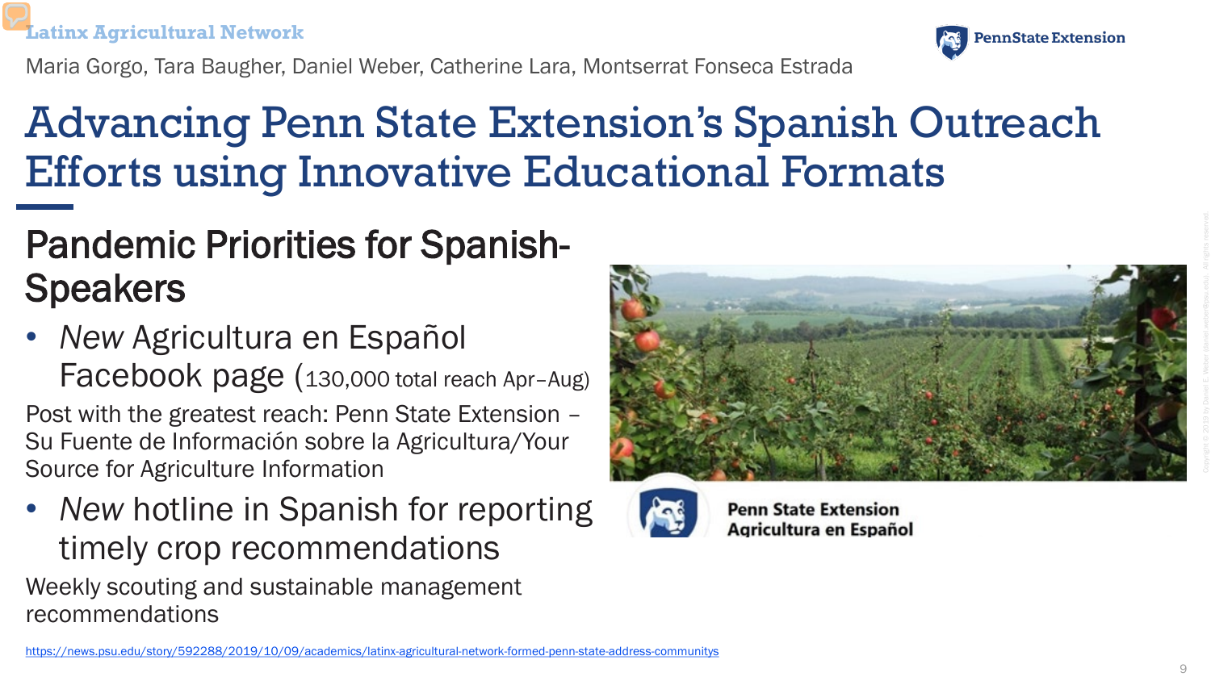Latinx Agricultural Network

Maria Gorgo, Tara Baugher, Daniel Weber, Catherine Lara, Montserrat Fonseca Estrada

# Advancing Penn State Extension's Spanish Outreach Efforts using Innovative Educational Formats

## Pandemic Priorities for Spanish-Speakers

- *New* Agricultura en Español Facebook page (130,000 total reach Apr–Aug)

Post with the greatest reach: Penn State Extension – Su Fuente de Información sobre la Agricultura/Your Source for Agriculture Information

- *New* hotline in Spanish for reporting timely crop recommendations

Weekly scouting and sustainable management recommendations

Penn State Extension Agricultura en Español

https://news.psu.edu/story/592288/2019/10/09/academics/latinx-agricultural-network-formed-penn-state-address-communitys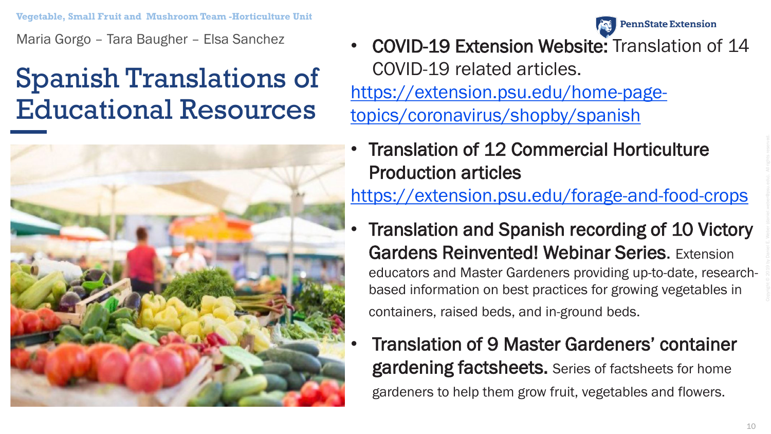Vegetable, Small Fruit and Mushroom Team -Horticulture Unit

Maria Gorgo – Tara Baugher – Elsa Sanchez

# Spanish Translations of Educational Resources

PennState Extension

- **COVID-19 Extension Website:** Translation of 14 COVID-19 related articles.
https://extension.psu.edu/home-page-topics/coronavirus/shopby/spanish
- **Translation of 12 Commercial Horticulture Production articles**
https://extension.psu.edu/forage-and-food-crops
- **Translation and Spanish recording of 10 Victory Gardens Reinvented! Webinar Series.** Extension educators and Master Gardeners providing up-to-date, research-based information on best practices for growing vegetables in containers, raised beds, and in-ground beds.
- **Translation of 9 Master Gardeners' container gardening factsheets.** Series of factsheets for home gardeners to help them grow fruit, vegetables and flowers.